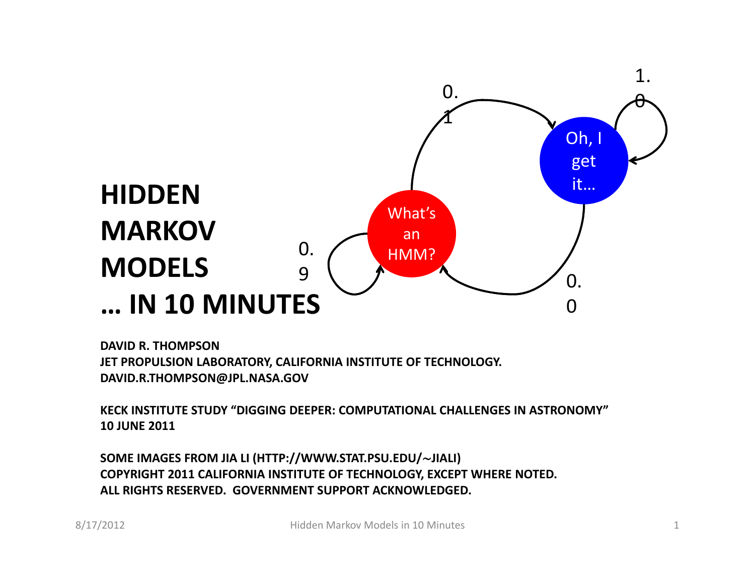# HIDDEN MARKOV MODELS … IN 10 MINUTES

What's an HMM?

Oh, I get it…

0.9

0.1

1.0

0.0

**DAVID R. THOMPSON**
**JET PROPULSION LABORATORY, CALIFORNIA INSTITUTE OF TECHNOLOGY.**
**DAVID.R.THOMPSON@JPL.NASA.GOV**

**KECK INSTITUTE STUDY "DIGGING DEEPER: COMPUTATIONAL CHALLENGES IN ASTRONOMY"**
**10 JUNE 2011**

**SOME IMAGES FROM JIA LI (HTTP://WWW.STAT.PSU.EDU/~JIALI)**
**COPYRIGHT 2011 CALIFORNIA INSTITUTE OF TECHNOLOGY, EXCEPT WHERE NOTED.**
**ALL RIGHTS RESERVED. GOVERNMENT SUPPORT ACKNOWLEDGED.**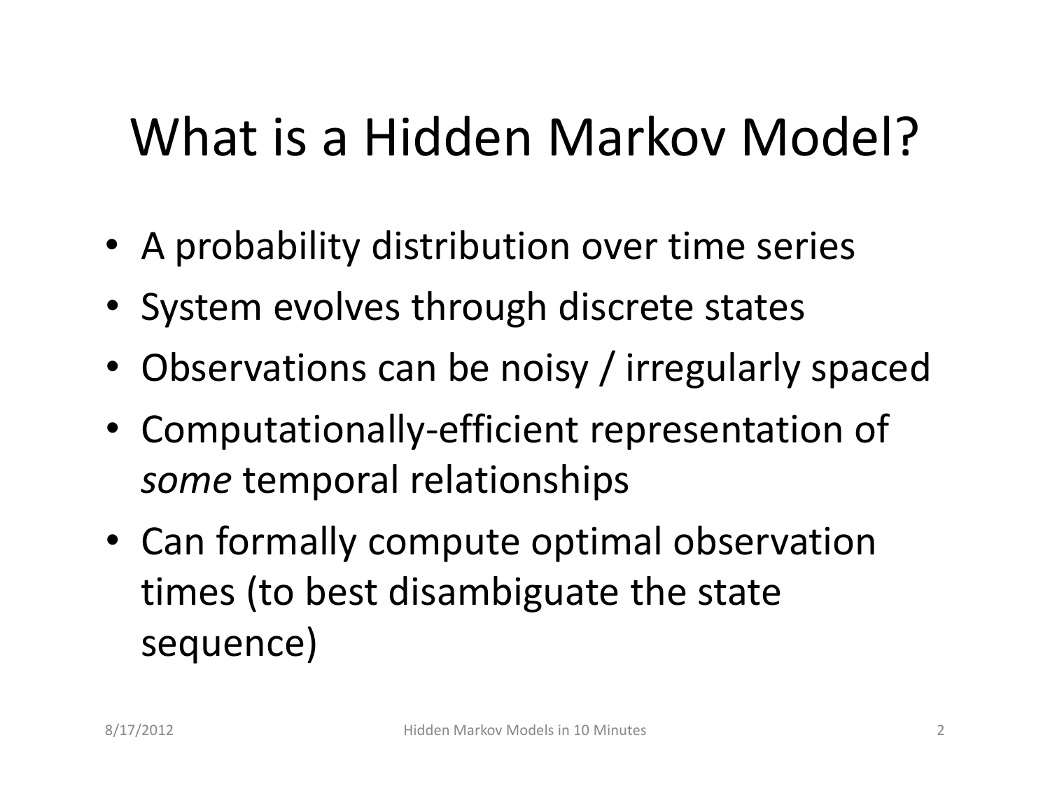# What is a Hidden Markov Model?

- A probability distribution over time series
- System evolves through discrete states
- Observations can be noisy / irregularly spaced
- Computationally-efficient representation of *some* temporal relationships
- Can formally compute optimal observation times (to best disambiguate the state sequence)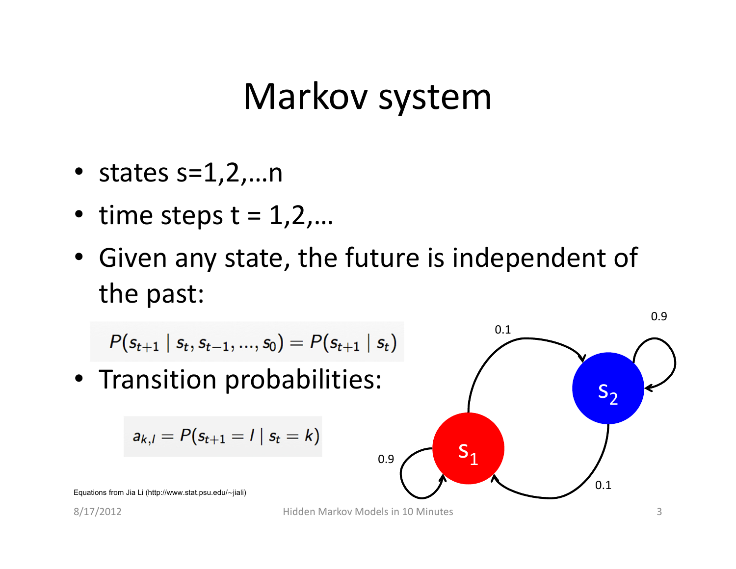# Markov system

- states s=1,2,…n
- time steps t = 1,2,…
- Given any state, the future is independent of the past:

$$P(s_{t+1} \mid s_t, s_{t-1}, \ldots, s_0) = P(s_{t+1} \mid s_t)$$

- Transition probabilities:

$$a_{k,l} = P(s_{t+1} = l \mid s_t = k)$$

Equations from Jia Li (http://www.stat.psu.edu/~jiali)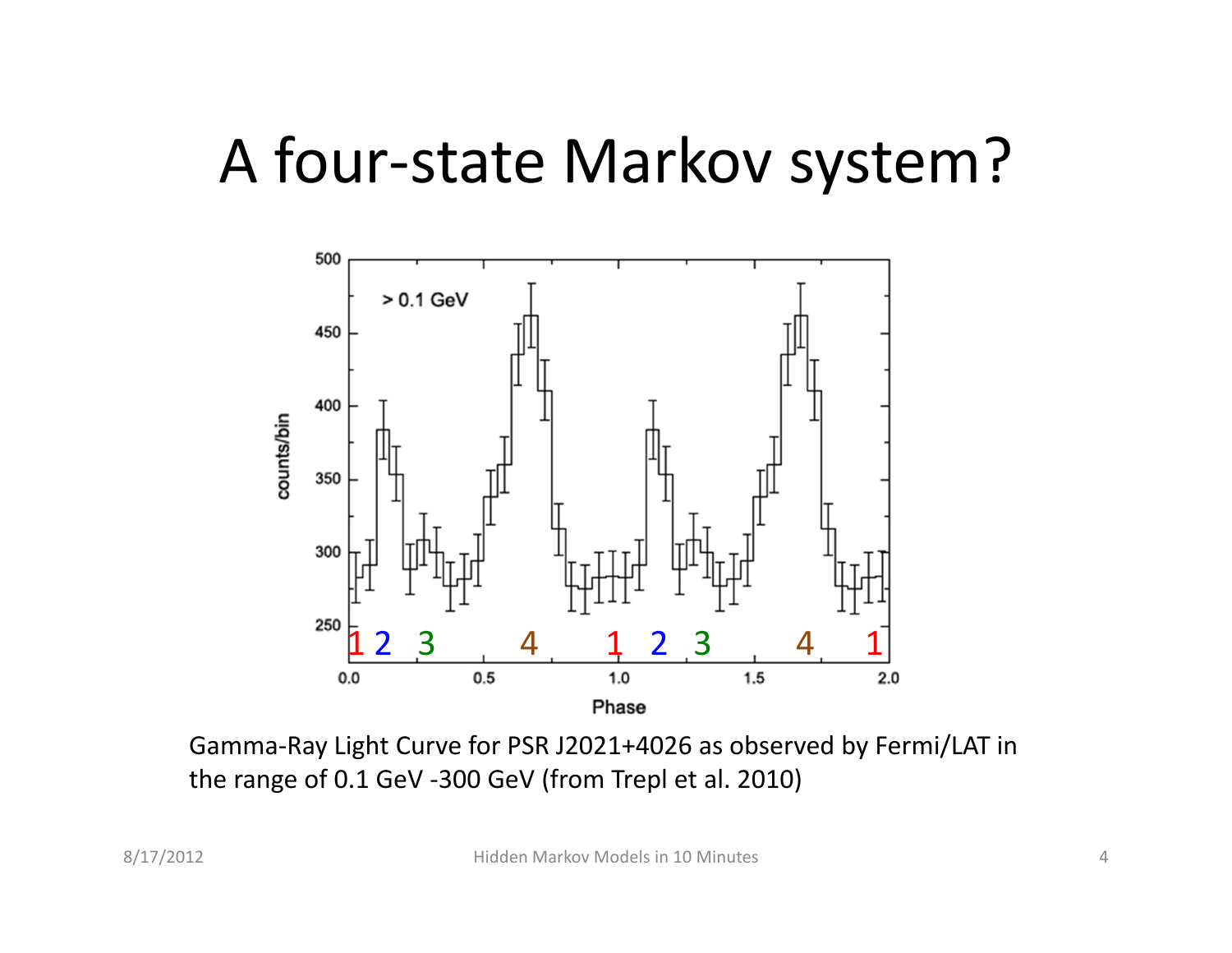# A four-state Markov system?

Gamma-Ray Light Curve for PSR J2021+4026 as observed by Fermi/LAT in the range of 0.1 GeV -300 GeV (from Trepl et al. 2010)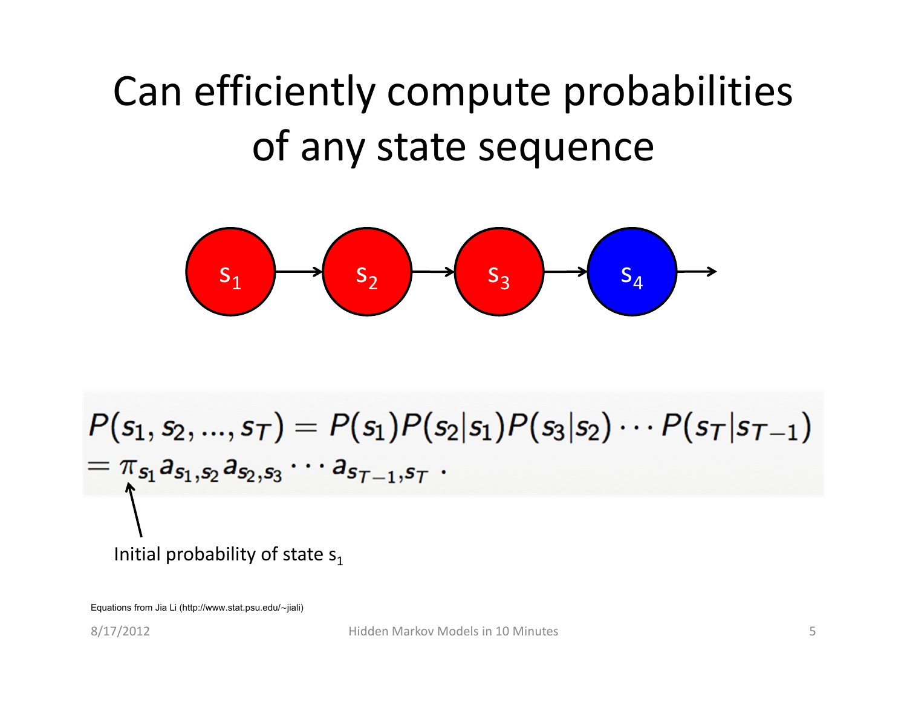# Can efficiently compute probabilities of any state sequence

$s_1$ → $s_2$ → $s_3$ → $s_4$ →

$$P(s_1, s_2, ..., s_T) = P(s_1)P(s_2|s_1)P(s_3|s_2) \cdots P(s_T|s_{T-1})$$
$$= \pi_{s_1} a_{s_1,s_2} a_{s_2,s_3} \cdots a_{s_{T-1},s_T} .$$

Initial probability of state $s_1$

Equations from Jia Li (http://www.stat.psu.edu/~jiali)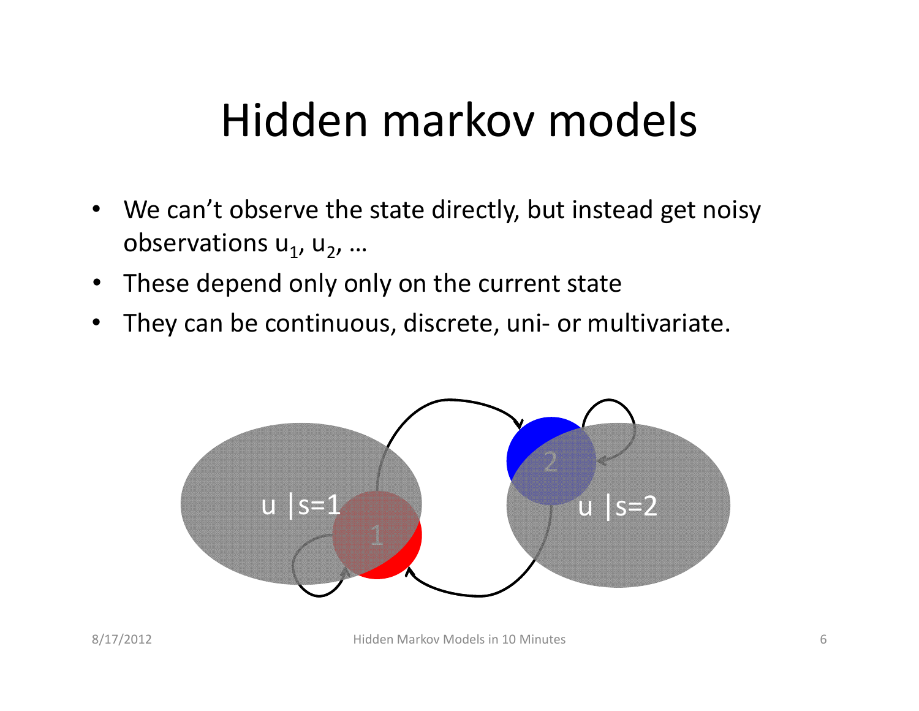# Hidden markov models

- We can't observe the state directly, but instead get noisy observations $u_1$, $u_2$, …
- These depend only only on the current state
- They can be continuous, discrete, uni- or multivariate.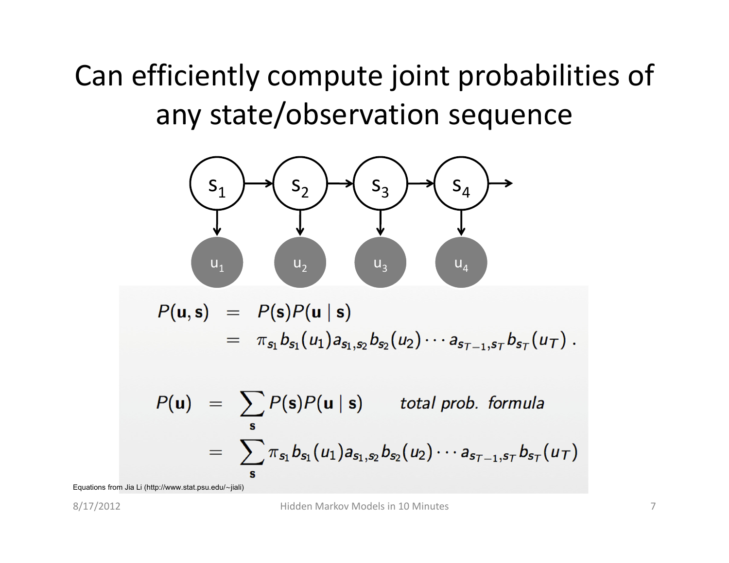# Can efficiently compute joint probabilities of any state/observation sequence

$$
\begin{aligned}
P(\mathbf{u}, \mathbf{s}) &= P(\mathbf{s})P(\mathbf{u} \mid \mathbf{s}) \\
&= \pi_{s_1} b_{s_1}(u_1) a_{s_1,s_2} b_{s_2}(u_2) \cdots a_{s_{T-1},s_T} b_{s_T}(u_T) \,.
\end{aligned}
$$

$$
\begin{aligned}
P(\mathbf{u}) &= \sum_{\mathbf{s}} P(\mathbf{s})P(\mathbf{u} \mid \mathbf{s}) \qquad \textit{total prob. formula} \\
&= \sum_{\mathbf{s}} \pi_{s_1} b_{s_1}(u_1) a_{s_1,s_2} b_{s_2}(u_2) \cdots a_{s_{T-1},s_T} b_{s_T}(u_T)
\end{aligned}
$$

Equations from Jia Li (http://www.stat.psu.edu/~jiali)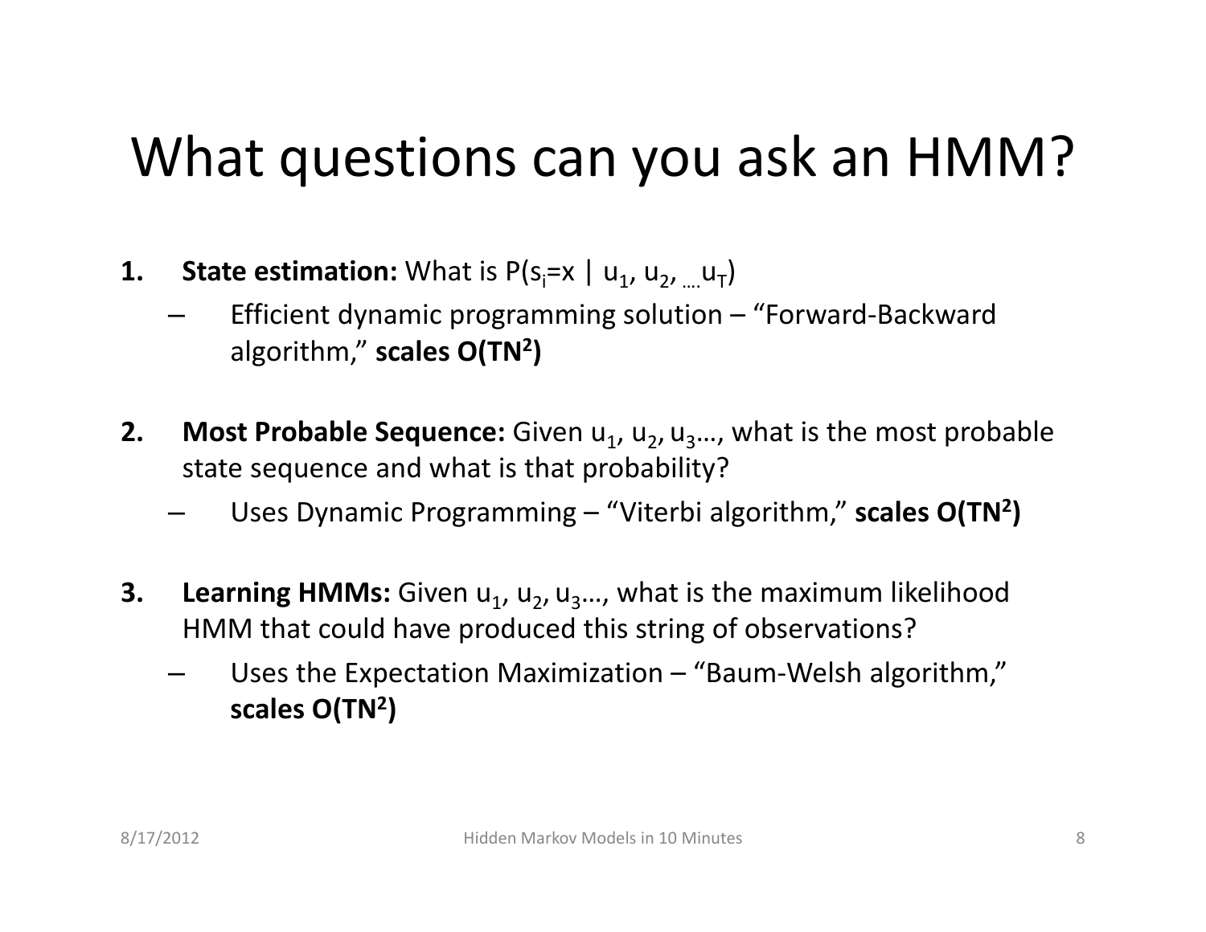# What questions can you ask an HMM?

1. **State estimation:** What is $P(s_i\text{=}x \mid u_1, u_2, \ldots u_T)$
   - Efficient dynamic programming solution – "Forward-Backward algorithm," **scales $O(TN^2)$**
2. **Most Probable Sequence:** Given $u_1, u_2, u_3\ldots$, what is the most probable state sequence and what is that probability?
   - Uses Dynamic Programming – "Viterbi algorithm," **scales $O(TN^2)$**
3. **Learning HMMs:** Given $u_1, u_2, u_3\ldots$, what is the maximum likelihood HMM that could have produced this string of observations?
   - Uses the Expectation Maximization – "Baum-Welsh algorithm," **scales $O(TN^2)$**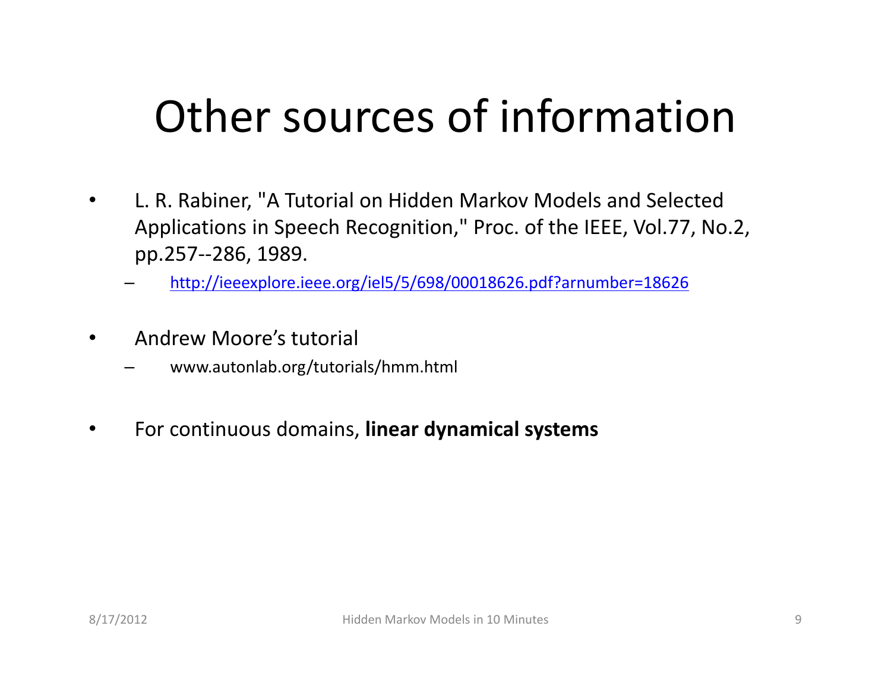# Other sources of information

- L. R. Rabiner, "A Tutorial on Hidden Markov Models and Selected Applications in Speech Recognition," Proc. of the IEEE, Vol.77, No.2, pp.257--286, 1989.
  - http://ieeexplore.ieee.org/iel5/5/698/00018626.pdf?arnumber=18626
- Andrew Moore's tutorial
  - www.autonlab.org/tutorials/hmm.html
- For continuous domains, **linear dynamical systems**